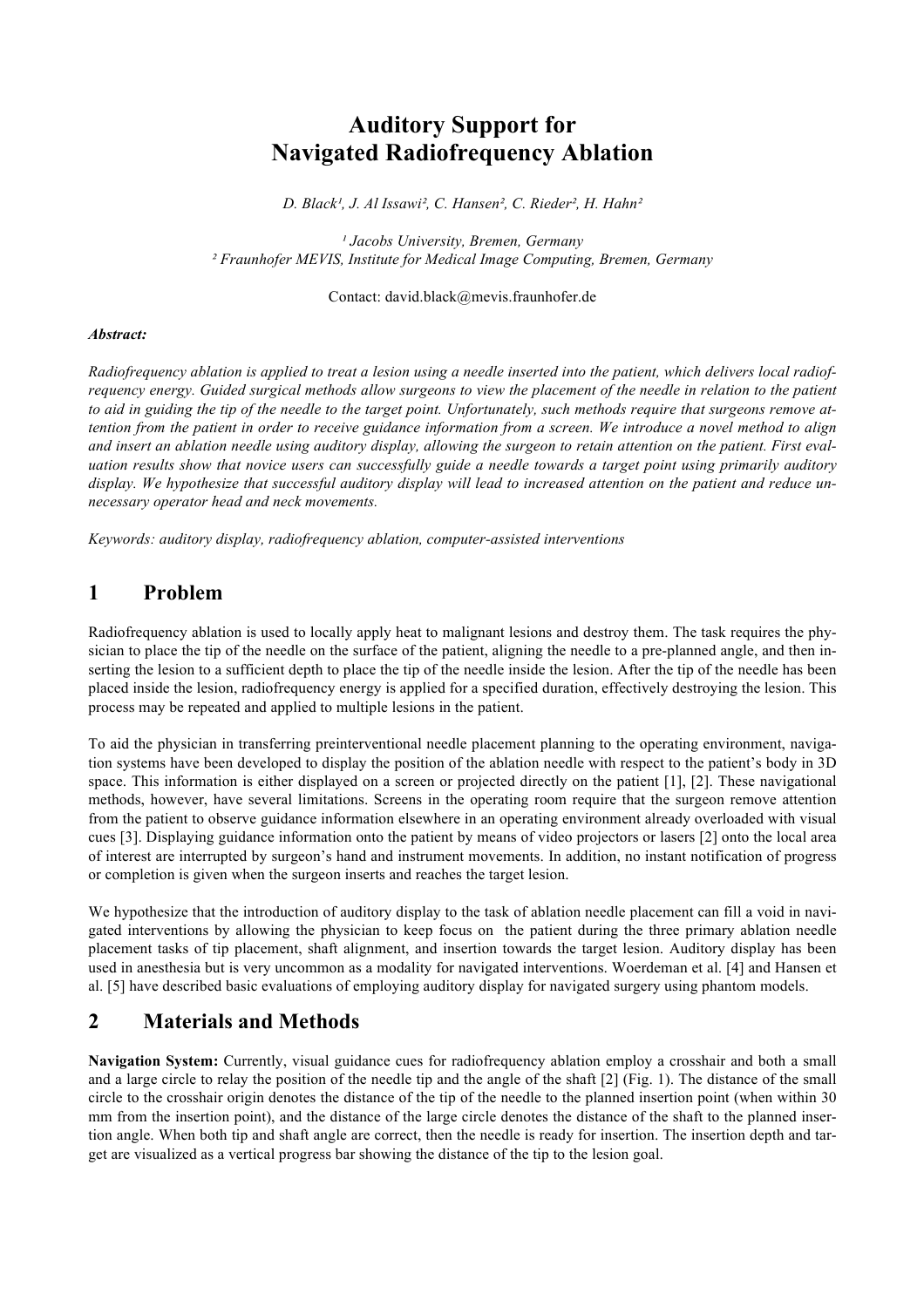# Auditory Support for Navigated Radiofrequency Ablation

*D. Black[1], J. Al Issawi[2], C. Hansen[2], C. Rieder[2], H. Hahn[2]*

*[1] Jacobs University, Bremen, Germany*
*[2] Fraunhofer MEVIS, Institute for Medical Image Computing, Bremen, Germany*

Contact: david.black@mevis.fraunhofer.de

***Abstract:***

*Radiofrequency ablation is applied to treat a lesion using a needle inserted into the patient, which delivers local radiofrequency energy. Guided surgical methods allow surgeons to view the placement of the needle in relation to the patient to aid in guiding the tip of the needle to the target point. Unfortunately, such methods require that surgeons remove attention from the patient in order to receive guidance information from a screen. We introduce a novel method to align and insert an ablation needle using auditory display, allowing the surgeon to retain attention on the patient. First evaluation results show that novice users can successfully guide a needle towards a target point using primarily auditory display. We hypothesize that successful auditory display will lead to increased attention on the patient and reduce unnecessary operator head and neck movements.*

*Keywords: auditory display, radiofrequency ablation, computer-assisted interventions*

## 1 Problem

Radiofrequency ablation is used to locally apply heat to malignant lesions and destroy them. The task requires the physician to place the tip of the needle on the surface of the patient, aligning the needle to a pre-planned angle, and then inserting the lesion to a sufficient depth to place the tip of the needle inside the lesion. After the tip of the needle has been placed inside the lesion, radiofrequency energy is applied for a specified duration, effectively destroying the lesion. This process may be repeated and applied to multiple lesions in the patient.

To aid the physician in transferring preinterventional needle placement planning to the operating environment, navigation systems have been developed to display the position of the ablation needle with respect to the patient's body in 3D space. This information is either displayed on a screen or projected directly on the patient [1], [2]. These navigational methods, however, have several limitations. Screens in the operating room require that the surgeon remove attention from the patient to observe guidance information elsewhere in an operating environment already overloaded with visual cues [3]. Displaying guidance information onto the patient by means of video projectors or lasers [2] onto the local area of interest are interrupted by surgeon's hand and instrument movements. In addition, no instant notification of progress or completion is given when the surgeon inserts and reaches the target lesion.

We hypothesize that the introduction of auditory display to the task of ablation needle placement can fill a void in navigated interventions by allowing the physician to keep focus on the patient during the three primary ablation needle placement tasks of tip placement, shaft alignment, and insertion towards the target lesion. Auditory display has been used in anesthesia but is very uncommon as a modality for navigated interventions. Woerdeman et al. [4] and Hansen et al. [5] have described basic evaluations of employing auditory display for navigated surgery using phantom models.

## 2 Materials and Methods

**Navigation System:** Currently, visual guidance cues for radiofrequency ablation employ a crosshair and both a small and a large circle to relay the position of the needle tip and the angle of the shaft [2] (Fig. 1). The distance of the small circle to the crosshair origin denotes the distance of the tip of the needle to the planned insertion point (when within 30 mm from the insertion point), and the distance of the large circle denotes the distance of the shaft to the planned insertion angle. When both tip and shaft angle are correct, then the needle is ready for insertion. The insertion depth and target are visualized as a vertical progress bar showing the distance of the tip to the lesion goal.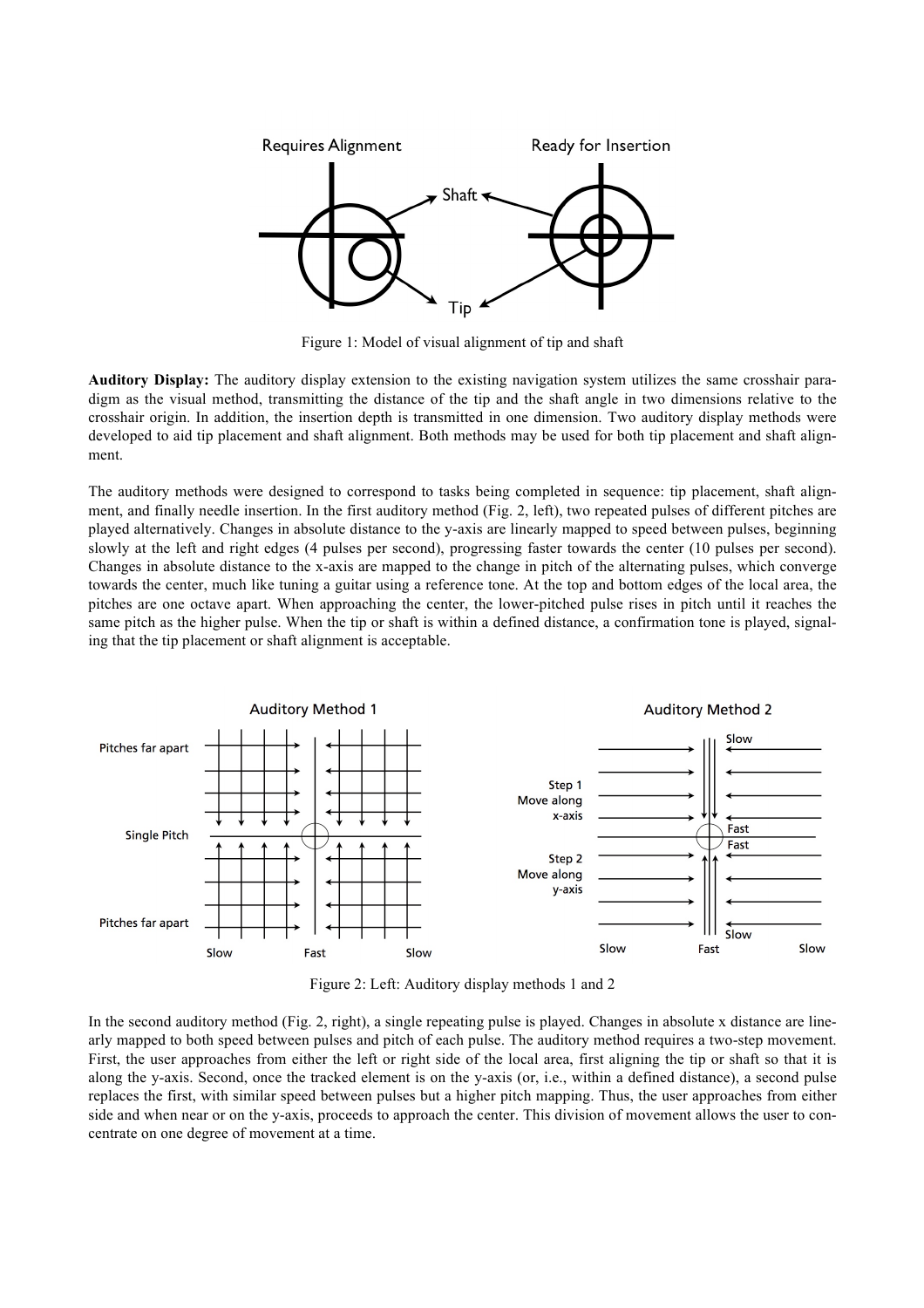Figure 1: Model of visual alignment of tip and shaft

**Auditory Display:** The auditory display extension to the existing navigation system utilizes the same crosshair paradigm as the visual method, transmitting the distance of the tip and the shaft angle in two dimensions relative to the crosshair origin. In addition, the insertion depth is transmitted in one dimension. Two auditory display methods were developed to aid tip placement and shaft alignment. Both methods may be used for both tip placement and shaft alignment.

The auditory methods were designed to correspond to tasks being completed in sequence: tip placement, shaft alignment, and finally needle insertion. In the first auditory method (Fig. 2, left), two repeated pulses of different pitches are played alternatively. Changes in absolute distance to the y-axis are linearly mapped to speed between pulses, beginning slowly at the left and right edges (4 pulses per second), progressing faster towards the center (10 pulses per second). Changes in absolute distance to the x-axis are mapped to the change in pitch of the alternating pulses, which converge towards the center, much like tuning a guitar using a reference tone. At the top and bottom edges of the local area, the pitches are one octave apart. When approaching the center, the lower-pitched pulse rises in pitch until it reaches the same pitch as the higher pulse. When the tip or shaft is within a defined distance, a confirmation tone is played, signaling that the tip placement or shaft alignment is acceptable.

Figure 2: Left: Auditory display methods 1 and 2

In the second auditory method (Fig. 2, right), a single repeating pulse is played. Changes in absolute x distance are linearly mapped to both speed between pulses and pitch of each pulse. The auditory method requires a two-step movement. First, the user approaches from either the left or right side of the local area, first aligning the tip or shaft so that it is along the y-axis. Second, once the tracked element is on the y-axis (or, i.e., within a defined distance), a second pulse replaces the first, with similar speed between pulses but a higher pitch mapping. Thus, the user approaches from either side and when near or on the y-axis, proceeds to approach the center. This division of movement allows the user to concentrate on one degree of movement at a time.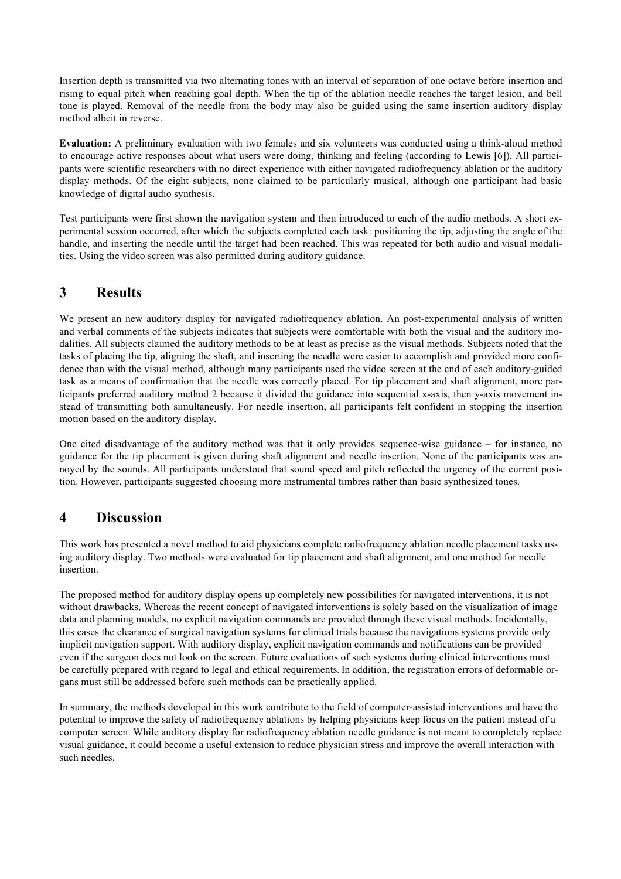Insertion depth is transmitted via two alternating tones with an interval of separation of one octave before insertion and rising to equal pitch when reaching goal depth. When the tip of the ablation needle reaches the target lesion, and bell tone is played. Removal of the needle from the body may also be guided using the same insertion auditory display method albeit in reverse.

**Evaluation:** A preliminary evaluation with two females and six volunteers was conducted using a think-aloud method to encourage active responses about what users were doing, thinking and feeling (according to Lewis [6]). All participants were scientific researchers with no direct experience with either navigated radiofrequency ablation or the auditory display methods. Of the eight subjects, none claimed to be particularly musical, although one participant had basic knowledge of digital audio synthesis.

Test participants were first shown the navigation system and then introduced to each of the audio methods. A short experimental session occurred, after which the subjects completed each task: positioning the tip, adjusting the angle of the handle, and inserting the needle until the target had been reached. This was repeated for both audio and visual modalities. Using the video screen was also permitted during auditory guidance.

# 3 Results

We present an new auditory display for navigated radiofrequency ablation. An post-experimental analysis of written and verbal comments of the subjects indicates that subjects were comfortable with both the visual and the auditory modalities. All subjects claimed the auditory methods to be at least as precise as the visual methods. Subjects noted that the tasks of placing the tip, aligning the shaft, and inserting the needle were easier to accomplish and provided more confidence than with the visual method, although many participants used the video screen at the end of each auditory-guided task as a means of confirmation that the needle was correctly placed. For tip placement and shaft alignment, more participants preferred auditory method 2 because it divided the guidance into sequential x-axis, then y-axis movement instead of transmitting both simultaneously. For needle insertion, all participants felt confident in stopping the insertion motion based on the auditory display.

One cited disadvantage of the auditory method was that it only provides sequence-wise guidance – for instance, no guidance for the tip placement is given during shaft alignment and needle insertion. None of the participants was annoyed by the sounds. All participants understood that sound speed and pitch reflected the urgency of the current position. However, participants suggested choosing more instrumental timbres rather than basic synthesized tones.

# 4 Discussion

This work has presented a novel method to aid physicians complete radiofrequency ablation needle placement tasks using auditory display. Two methods were evaluated for tip placement and shaft alignment, and one method for needle insertion.

The proposed method for auditory display opens up completely new possibilities for navigated interventions, it is not without drawbacks. Whereas the recent concept of navigated interventions is solely based on the visualization of image data and planning models, no explicit navigation commands are provided through these visual methods. Incidentally, this eases the clearance of surgical navigation systems for clinical trials because the navigations systems provide only implicit navigation support. With auditory display, explicit navigation commands and notifications can be provided even if the surgeon does not look on the screen. Future evaluations of such systems during clinical interventions must be carefully prepared with regard to legal and ethical requirements. In addition, the registration errors of deformable organs must still be addressed before such methods can be practically applied.

In summary, the methods developed in this work contribute to the field of computer-assisted interventions and have the potential to improve the safety of radiofrequency ablations by helping physicians keep focus on the patient instead of a computer screen. While auditory display for radiofrequency ablation needle guidance is not meant to completely replace visual guidance, it could become a useful extension to reduce physician stress and improve the overall interaction with such needles.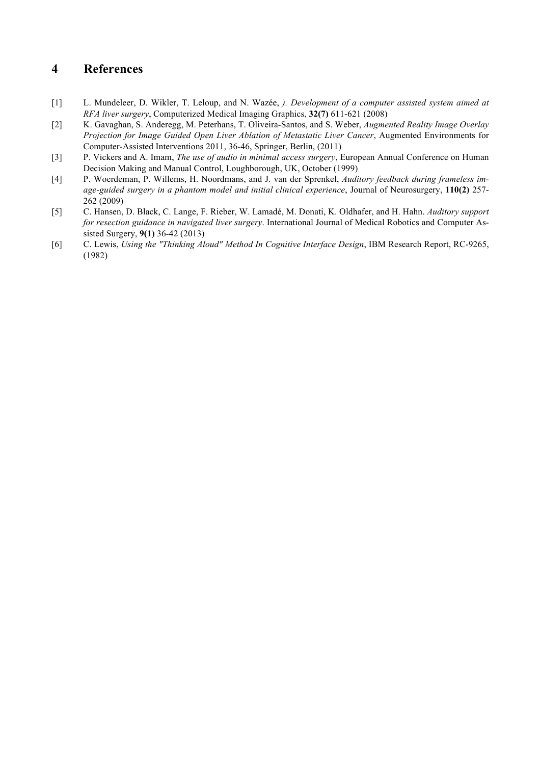## 4 References

[1] L. Mundeleer, D. Wikler, T. Leloup, and N. Wazée, *). Development of a computer assisted system aimed at RFA liver surgery*, Computerized Medical Imaging Graphics, **32(7)** 611-621 (2008)

[2] K. Gavaghan, S. Anderegg, M. Peterhans, T. Oliveira-Santos, and S. Weber, *Augmented Reality Image Overlay Projection for Image Guided Open Liver Ablation of Metastatic Liver Cancer*, Augmented Environments for Computer-Assisted Interventions 2011, 36-46, Springer, Berlin, (2011)

[3] P. Vickers and A. Imam, *The use of audio in minimal access surgery*, European Annual Conference on Human Decision Making and Manual Control, Loughborough, UK, October (1999)

[4] P. Woerdeman, P. Willems, H. Noordmans, and J. van der Sprenkel, *Auditory feedback during frameless image-guided surgery in a phantom model and initial clinical experience*, Journal of Neurosurgery, **110(2)** 257-262 (2009)

[5] C. Hansen, D. Black, C. Lange, F. Rieber, W. Lamadé, M. Donati, K. Oldhafer, and H. Hahn. *Auditory support for resection guidance in navigated liver surgery*. International Journal of Medical Robotics and Computer Assisted Surgery, **9(1)** 36-42 (2013)

[6] C. Lewis, *Using the "Thinking Aloud" Method In Cognitive Interface Design*, IBM Research Report, RC-9265, (1982)